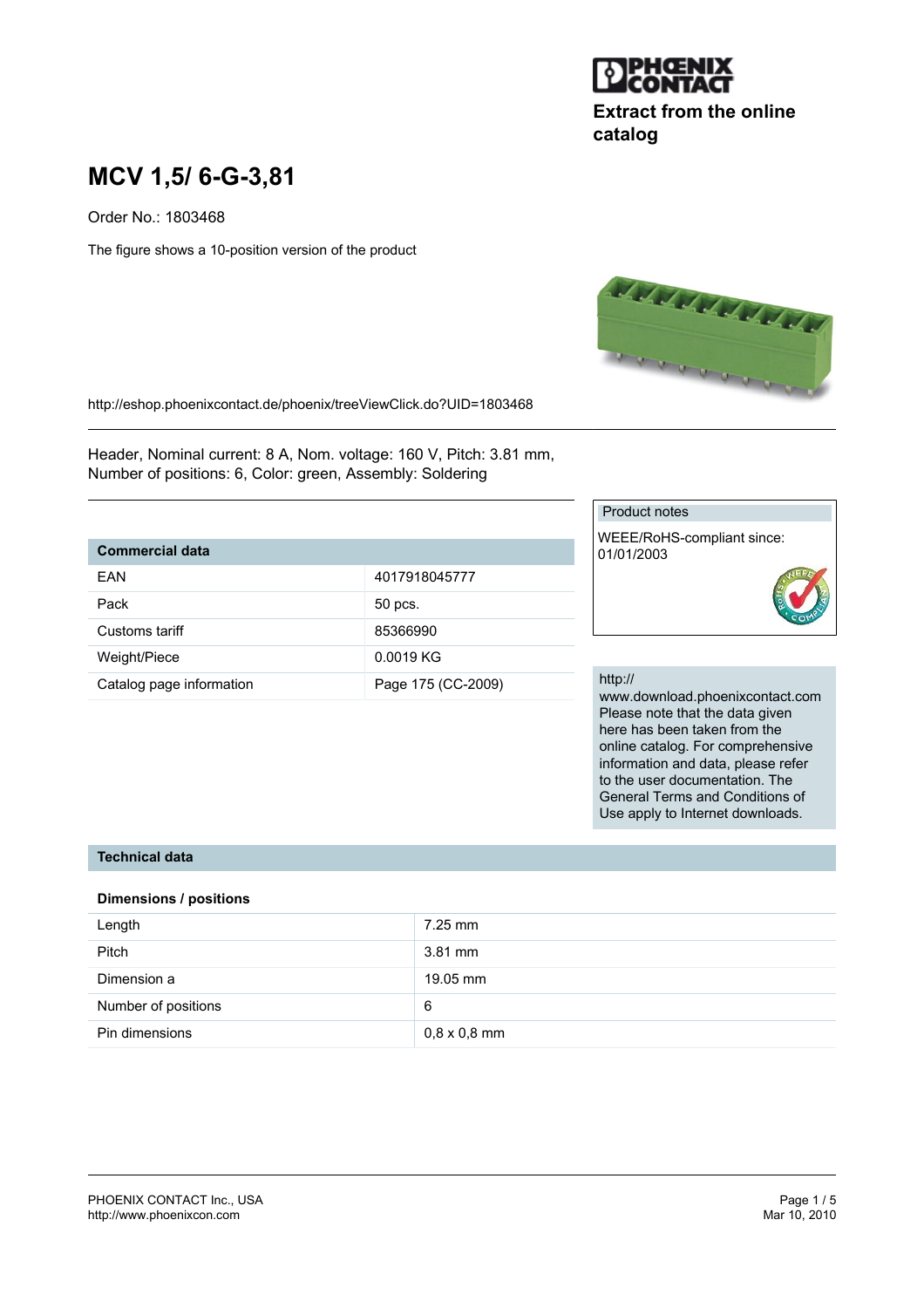Extract from the online catalog

# MCV 1,5/ 6-G-3,81

Order No.: 1803468

The figure shows a 10-position version of the product

http://eshop.phoenixcontact.de/phoenix/treeViewClick.do?UID=1803468

Header, Nominal current: 8 A, Nom. voltage: 160 V, Pitch: 3.81 mm, Number of positions: 6, Color: green, Assembly: Soldering

| Commercial data | |
|---|---|
| EAN | 4017918045777 |
| Pack | 50 pcs. |
| Customs tariff | 85366990 |
| Weight/Piece | 0.0019 KG |
| Catalog page information | Page 175 (CC-2009) |

**Product notes**

WEEE/RoHS-compliant since: 01/01/2003

http://www.download.phoenixcontact.com
Please note that the data given here has been taken from the online catalog. For comprehensive information and data, please refer to the user documentation. The General Terms and Conditions of Use apply to Internet downloads.

## Technical data

### Dimensions / positions

| | |
|---|---|
| Length | 7.25 mm |
| Pitch | 3.81 mm |
| Dimension a | 19.05 mm |
| Number of positions | 6 |
| Pin dimensions | 0,8 x 0,8 mm |

PHOENIX CONTACT Inc., USA
http://www.phoenixcon.com

Mar 10, 2010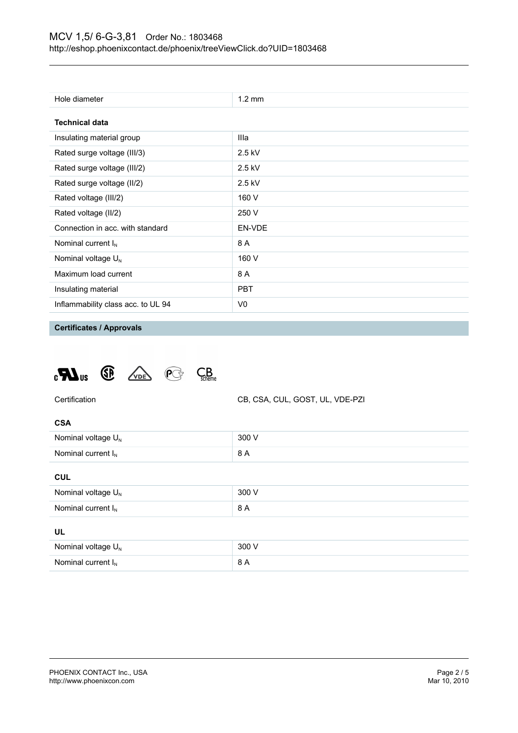| Hole diameter | 1.2 mm |
|---|---|

**Technical data**

| | |
|---|---|
| Insulating material group | IIIa |
| Rated surge voltage (III/3) | 2.5 kV |
| Rated surge voltage (III/2) | 2.5 kV |
| Rated surge voltage (II/2) | 2.5 kV |
| Rated voltage (III/2) | 160 V |
| Rated voltage (II/2) | 250 V |
| Connection in acc. with standard | EN-VDE |
| Nominal current $I_N$ | 8 A |
| Nominal voltage $U_N$ | 160 V |
| Maximum load current | 8 A |
| Insulating material | PBT |
| Inflammability class acc. to UL 94 | V0 |

## Certificates / Approvals

| Certification | CB, CSA, CUL, GOST, UL, VDE-PZI |
|---|---|

**CSA**

| | |
|---|---|
| Nominal voltage $U_N$ | 300 V |
| Nominal current $I_N$ | 8 A |

**CUL**

| | |
|---|---|
| Nominal voltage $U_N$ | 300 V |
| Nominal current $I_N$ | 8 A |

**UL**

| | |
|---|---|
| Nominal voltage $U_N$ | 300 V |
| Nominal current $I_N$ | 8 A |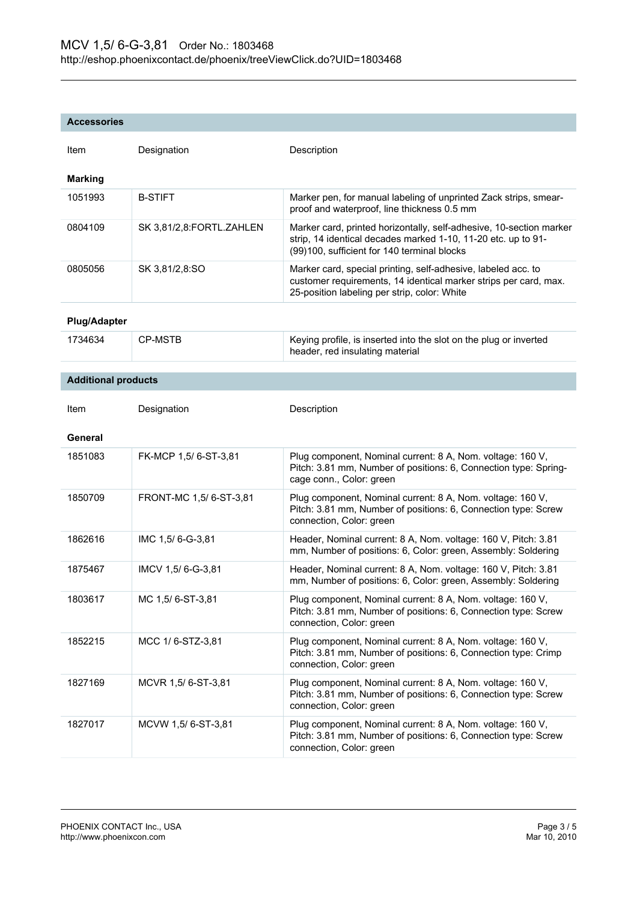## Accessories

| Item | Designation | Description |
|---|---|---|
| **Marking** | | |
| 1051993 | B-STIFT | Marker pen, for manual labeling of unprinted Zack strips, smear-proof and waterproof, line thickness 0.5 mm |
| 0804109 | SK 3,81/2,8:FORTL.ZAHLEN | Marker card, printed horizontally, self-adhesive, 10-section marker strip, 14 identical decades marked 1-10, 11-20 etc. up to 91-(99)100, sufficient for 140 terminal blocks |
| 0805056 | SK 3,81/2,8:SO | Marker card, special printing, self-adhesive, labeled acc. to customer requirements, 14 identical marker strips per card, max. 25-position labeling per strip, color: White |
| **Plug/Adapter** | | |
| 1734634 | CP-MSTB | Keying profile, is inserted into the slot on the plug or inverted header, red insulating material |

## Additional products

| Item | Designation | Description |
|---|---|---|
| **General** | | |
| 1851083 | FK-MCP 1,5/ 6-ST-3,81 | Plug component, Nominal current: 8 A, Nom. voltage: 160 V, Pitch: 3.81 mm, Number of positions: 6, Connection type: Spring-cage conn., Color: green |
| 1850709 | FRONT-MC 1,5/ 6-ST-3,81 | Plug component, Nominal current: 8 A, Nom. voltage: 160 V, Pitch: 3.81 mm, Number of positions: 6, Connection type: Screw connection, Color: green |
| 1862616 | IMC 1,5/ 6-G-3,81 | Header, Nominal current: 8 A, Nom. voltage: 160 V, Pitch: 3.81 mm, Number of positions: 6, Color: green, Assembly: Soldering |
| 1875467 | IMCV 1,5/ 6-G-3,81 | Header, Nominal current: 8 A, Nom. voltage: 160 V, Pitch: 3.81 mm, Number of positions: 6, Color: green, Assembly: Soldering |
| 1803617 | MC 1,5/ 6-ST-3,81 | Plug component, Nominal current: 8 A, Nom. voltage: 160 V, Pitch: 3.81 mm, Number of positions: 6, Connection type: Screw connection, Color: green |
| 1852215 | MCC 1/ 6-STZ-3,81 | Plug component, Nominal current: 8 A, Nom. voltage: 160 V, Pitch: 3.81 mm, Number of positions: 6, Connection type: Crimp connection, Color: green |
| 1827169 | MCVR 1,5/ 6-ST-3,81 | Plug component, Nominal current: 8 A, Nom. voltage: 160 V, Pitch: 3.81 mm, Number of positions: 6, Connection type: Screw connection, Color: green |
| 1827017 | MCVW 1,5/ 6-ST-3,81 | Plug component, Nominal current: 8 A, Nom. voltage: 160 V, Pitch: 3.81 mm, Number of positions: 6, Connection type: Screw connection, Color: green |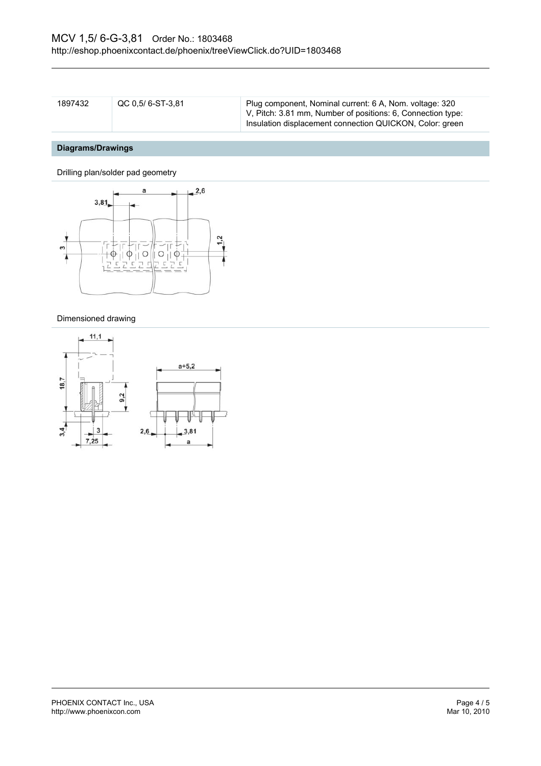| 1897432 | QC 0,5/ 6-ST-3,81 | Plug component, Nominal current: 6 A, Nom. voltage: 320 V, Pitch: 3.81 mm, Number of positions: 6, Connection type: Insulation displacement connection QUICKON, Color: green |
| --- | --- | --- |

## Diagrams/Drawings

Drilling plan/solder pad geometry

Dimensioned drawing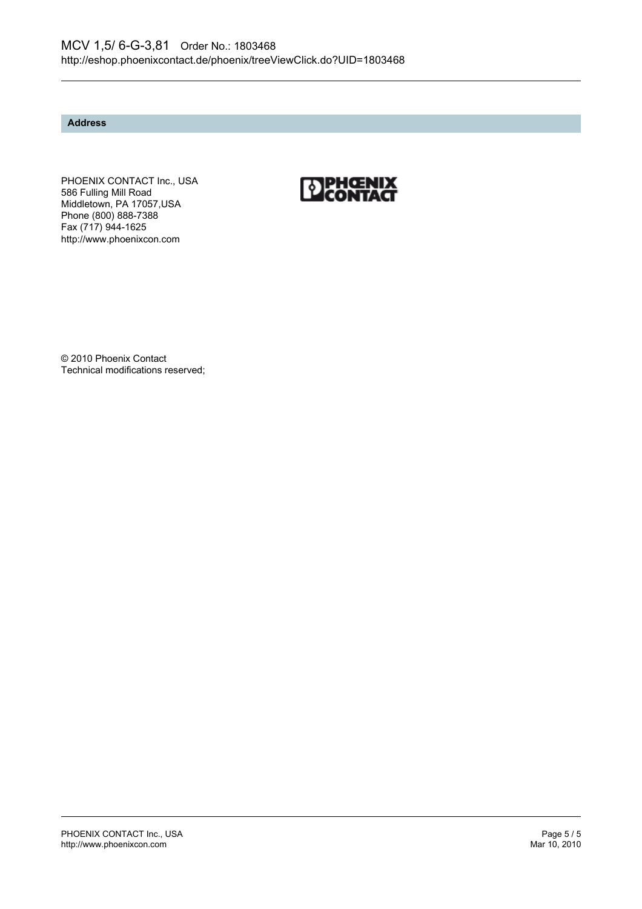## Address

PHOENIX CONTACT Inc., USA
586 Fulling Mill Road
Middletown, PA 17057,USA
Phone (800) 888-7388
Fax (717) 944-1625
http://www.phoenixcon.com

© 2010 Phoenix Contact
Technical modifications reserved;